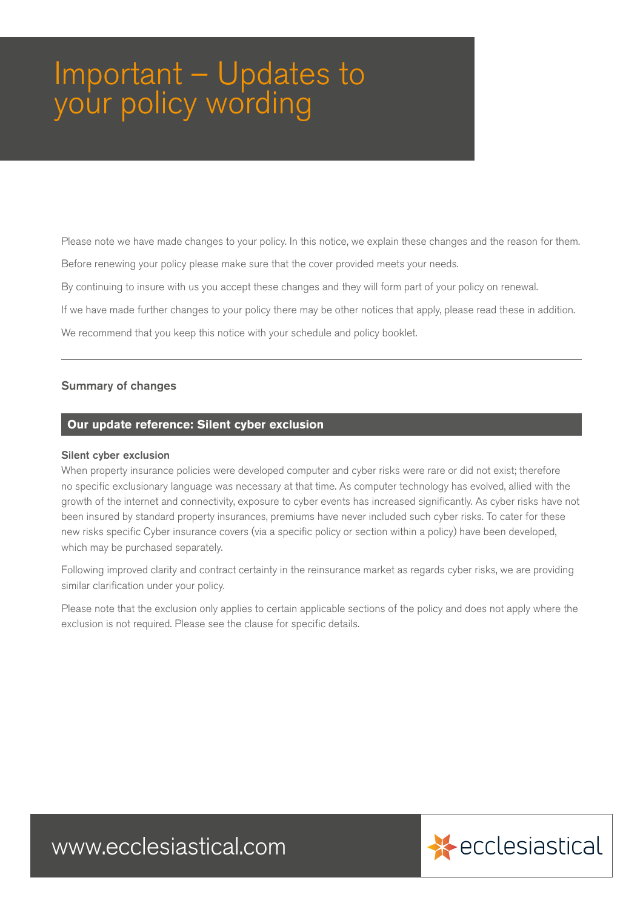# Important – Updates to your policy wording

Please note we have made changes to your policy. In this notice, we explain these changes and the reason for them.

Before renewing your policy please make sure that the cover provided meets your needs.

By continuing to insure with us you accept these changes and they will form part of your policy on renewal.

If we have made further changes to your policy there may be other notices that apply, please read these in addition.

We recommend that you keep this notice with your schedule and policy booklet.

---

## Summary of changes

### Our update reference: Silent cyber exclusion

**Silent cyber exclusion**

When property insurance policies were developed computer and cyber risks were rare or did not exist; therefore no specific exclusionary language was necessary at that time. As computer technology has evolved, allied with the growth of the internet and connectivity, exposure to cyber events has increased significantly. As cyber risks have not been insured by standard property insurances, premiums have never included such cyber risks. To cater for these new risks specific Cyber insurance covers (via a specific policy or section within a policy) have been developed, which may be purchased separately.

Following improved clarity and contract certainty in the reinsurance market as regards cyber risks, we are providing similar clarification under your policy.

Please note that the exclusion only applies to certain applicable sections of the policy and does not apply where the exclusion is not required. Please see the clause for specific details.

www.ecclesiastical.com

ecclesiastical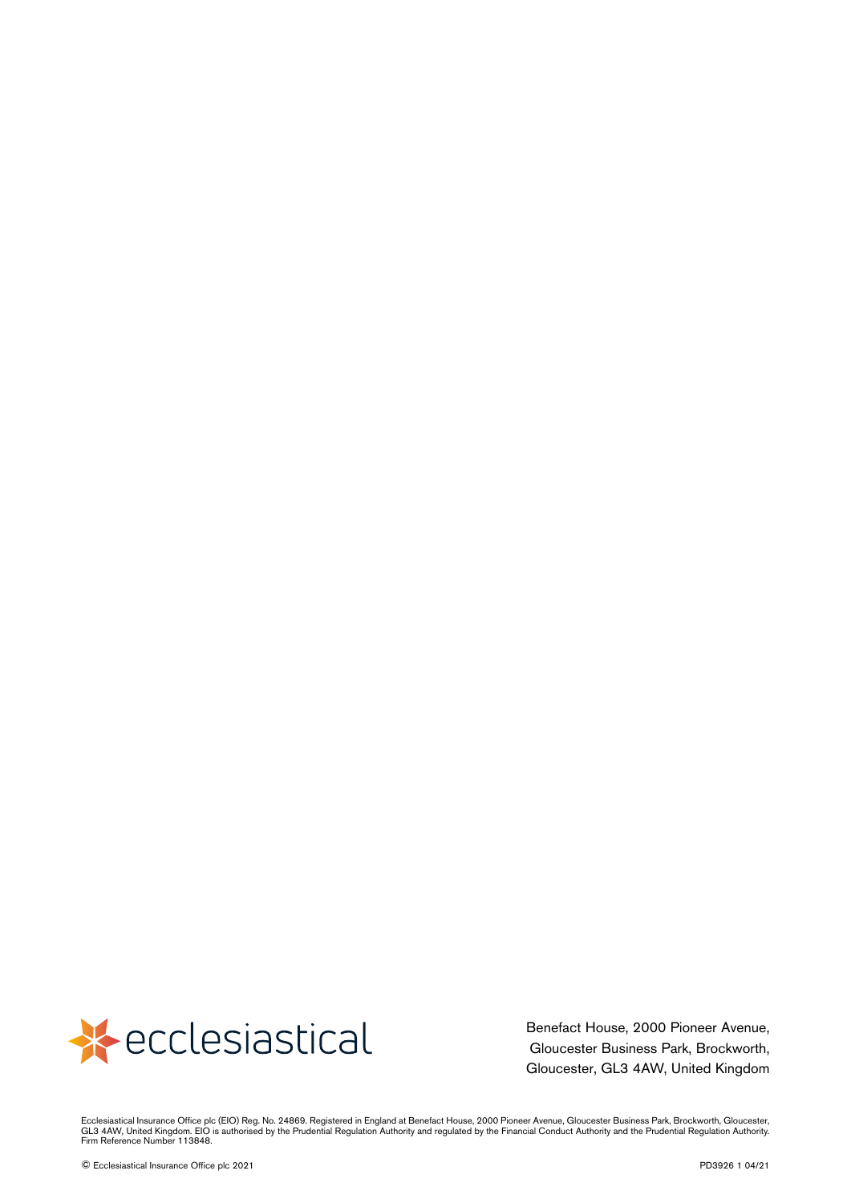ecclesiastical

Benefact House, 2000 Pioneer Avenue,
Gloucester Business Park, Brockworth,
Gloucester, GL3 4AW, United Kingdom

Ecclesiastical Insurance Office plc (EIO) Reg. No. 24869. Registered in England at Benefact House, 2000 Pioneer Avenue, Gloucester Business Park, Brockworth, Gloucester, GL3 4AW, United Kingdom. EIO is authorised by the Prudential Regulation Authority and regulated by the Financial Conduct Authority and the Prudential Regulation Authority. Firm Reference Number 113848.

© Ecclesiastical Insurance Office plc 2021

PD3926 1 04/21